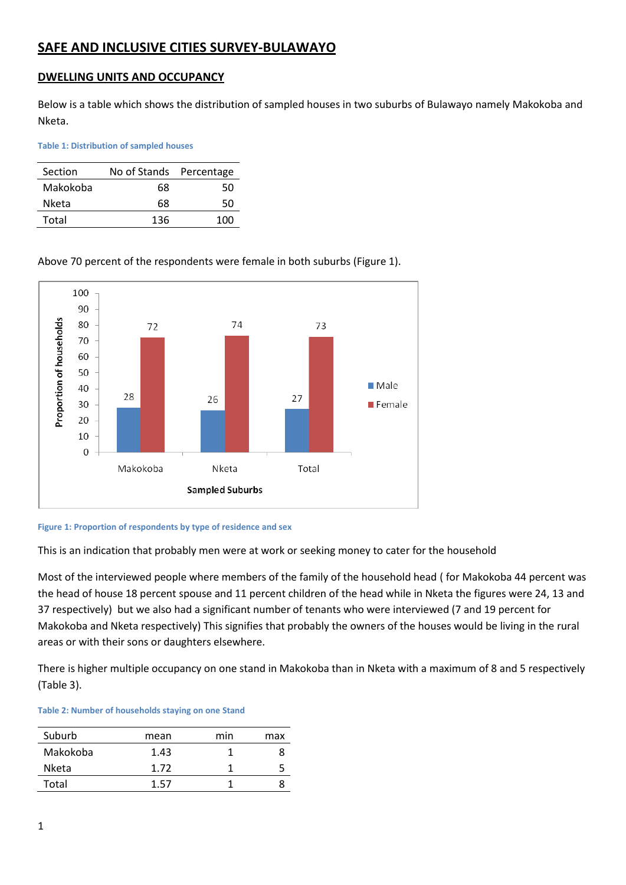# SAFE AND INCLUSIVE CITIES SURVEY-BULAWAYO

## DWELLING UNITS AND OCCUPANCY

Below is a table which shows the distribution of sampled houses in two suburbs of Bulawayo namely Makokoba and Nketa.

Table 1: Distribution of sampled houses

| Section | No of Stands | Percentage |
|---|---|---|
| Makokoba | 68 | 50 |
| Nketa | 68 | 50 |
| Total | 136 | 100 |

Above 70 percent of the respondents were female in both suburbs (Figure 1).

Figure 1: Proportion of respondents by type of residence and sex

This is an indication that probably men were at work or seeking money to cater for the household

Most of the interviewed people where members of the family of the household head ( for Makokoba 44 percent was the head of house 18 percent spouse and 11 percent children of the head while in Nketa the figures were 24, 13 and 37 respectively)  but we also had a significant number of tenants who were interviewed (7 and 19 percent for Makokoba and Nketa respectively) This signifies that probably the owners of the houses would be living in the rural areas or with their sons or daughters elsewhere.

There is higher multiple occupancy on one stand in Makokoba than in Nketa with a maximum of 8 and 5 respectively (Table 3).

Table 2: Number of households staying on one Stand

| Suburb | mean | min | max |
|---|---|---|---|
| Makokoba | 1.43 | 1 | 8 |
| Nketa | 1.72 | 1 | 5 |
| Total | 1.57 | 1 | 8 |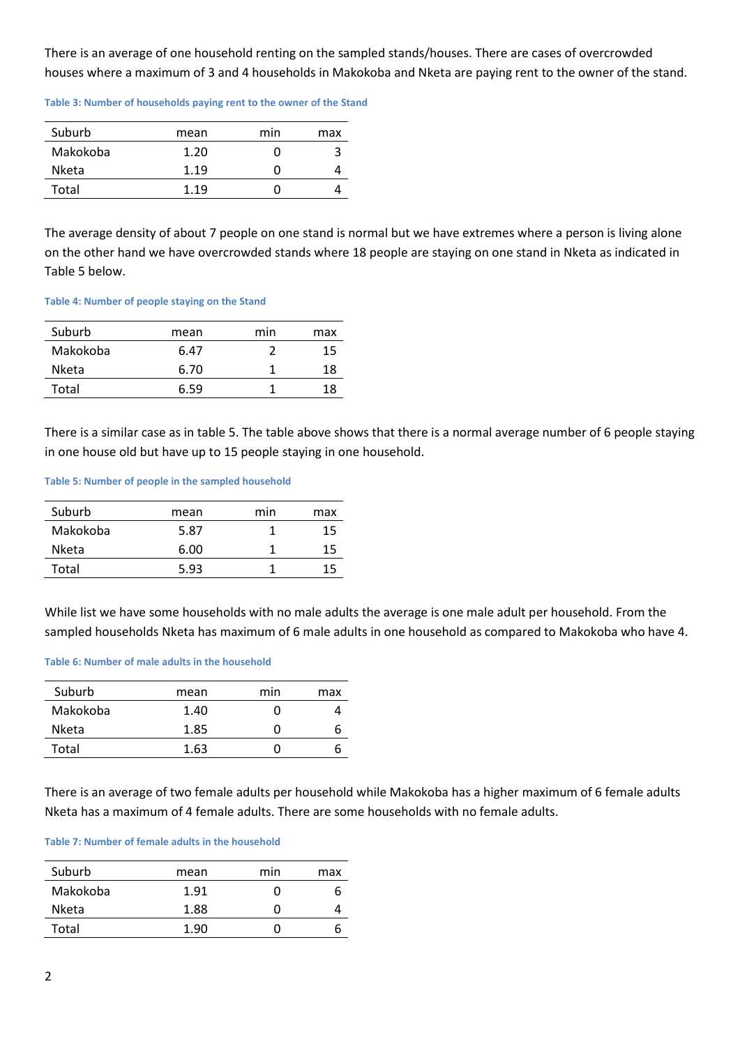There is an average of one household renting on the sampled stands/houses. There are cases of overcrowded houses where a maximum of 3 and 4 households in Makokoba and Nketa are paying rent to the owner of the stand.

**Table 3: Number of households paying rent to the owner of the Stand**

| Suburb | mean | min | max |
|---|---|---|---|
| Makokoba | 1.20 | 0 | 3 |
| Nketa | 1.19 | 0 | 4 |
| Total | 1.19 | 0 | 4 |

The average density of about 7 people on one stand is normal but we have extremes where a person is living alone on the other hand we have overcrowded stands where 18 people are staying on one stand in Nketa as indicated in Table 5 below.

**Table 4: Number of people staying on the Stand**

| Suburb | mean | min | max |
|---|---|---|---|
| Makokoba | 6.47 | 2 | 15 |
| Nketa | 6.70 | 1 | 18 |
| Total | 6.59 | 1 | 18 |

There is a similar case as in table 5. The table above shows that there is a normal average number of 6 people staying in one house old but have up to 15 people staying in one household.

**Table 5: Number of people in the sampled household**

| Suburb | mean | min | max |
|---|---|---|---|
| Makokoba | 5.87 | 1 | 15 |
| Nketa | 6.00 | 1 | 15 |
| Total | 5.93 | 1 | 15 |

While list we have some households with no male adults the average is one male adult per household. From the sampled households Nketa has maximum of 6 male adults in one household as compared to Makokoba who have 4.

**Table 6: Number of male adults in the household**

| Suburb | mean | min | max |
|---|---|---|---|
| Makokoba | 1.40 | 0 | 4 |
| Nketa | 1.85 | 0 | 6 |
| Total | 1.63 | 0 | 6 |

There is an average of two female adults per household while Makokoba has a higher maximum of 6 female adults Nketa has a maximum of 4 female adults. There are some households with no female adults.

**Table 7: Number of female adults in the household**

| Suburb | mean | min | max |
|---|---|---|---|
| Makokoba | 1.91 | 0 | 6 |
| Nketa | 1.88 | 0 | 4 |
| Total | 1.90 | 0 | 6 |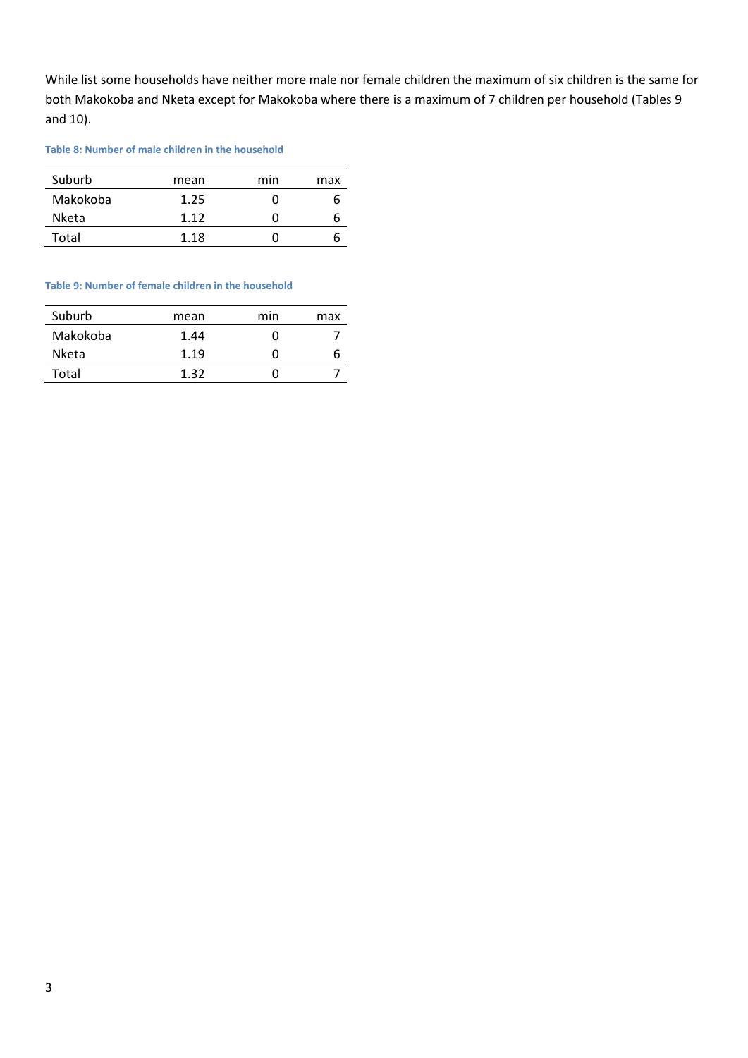While list some households have neither more male nor female children the maximum of six children is the same for both Makokoba and Nketa except for Makokoba where there is a maximum of 7 children per household (Tables 9 and 10).

**Table 8: Number of male children in the household**

| Suburb | mean | min | max |
|---|---|---|---|
| Makokoba | 1.25 | 0 | 6 |
| Nketa | 1.12 | 0 | 6 |
| Total | 1.18 | 0 | 6 |

**Table 9: Number of female children in the household**

| Suburb | mean | min | max |
|---|---|---|---|
| Makokoba | 1.44 | 0 | 7 |
| Nketa | 1.19 | 0 | 6 |
| Total | 1.32 | 0 | 7 |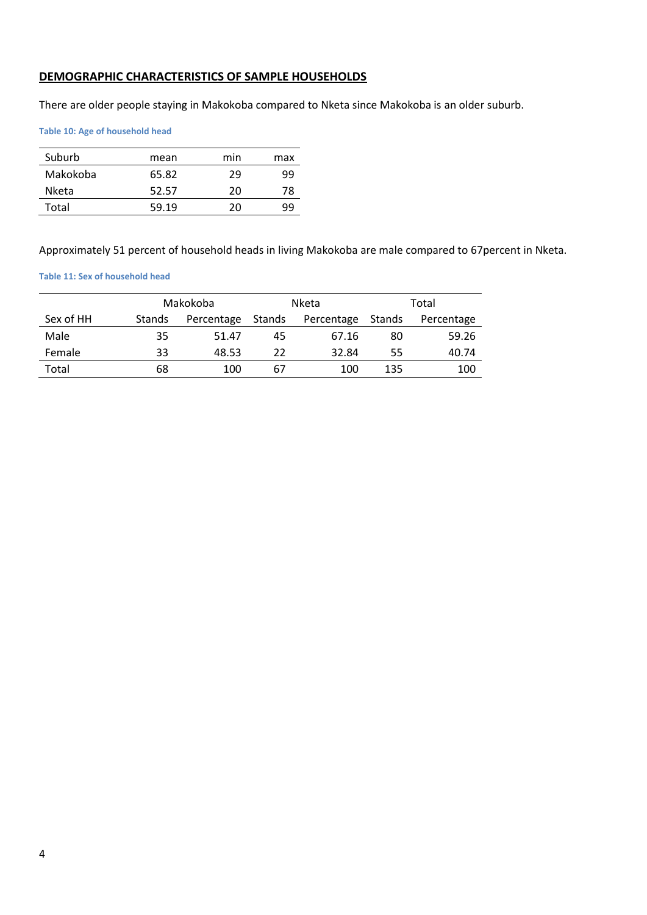## **DEMOGRAPHIC CHARACTERISTICS OF SAMPLE HOUSEHOLDS**

There are older people staying in Makokoba compared to Nketa since Makokoba is an older suburb.

**Table 10: Age of household head**

| Suburb | mean | min | max |
|---|---|---|---|
| Makokoba | 65.82 | 29 | 99 |
| Nketa | 52.57 | 20 | 78 |
| Total | 59.19 | 20 | 99 |

Approximately 51 percent of household heads in living Makokoba are male compared to 67percent in Nketa.

**Table 11: Sex of household head**

| | Makokoba | | Nketa | | Total | |
|---|---|---|---|---|---|---|
| Sex of HH | Stands | Percentage | Stands | Percentage | Stands | Percentage |
| Male | 35 | 51.47 | 45 | 67.16 | 80 | 59.26 |
| Female | 33 | 48.53 | 22 | 32.84 | 55 | 40.74 |
| Total | 68 | 100 | 67 | 100 | 135 | 100 |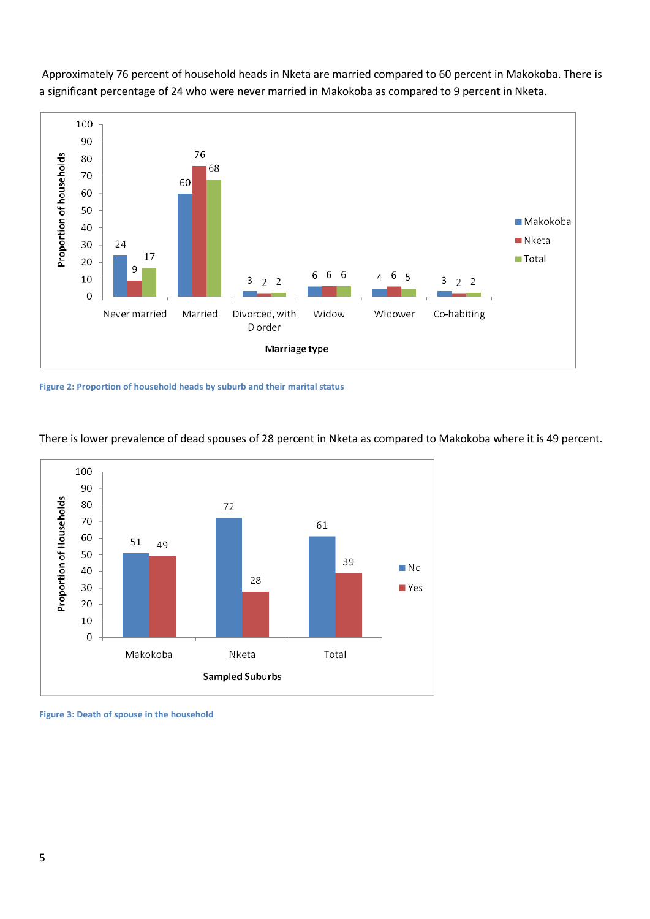Approximately 76 percent of household heads in Nketa are married compared to 60 percent in Makokoba. There is a significant percentage of 24 who were never married in Makokoba as compared to 9 percent in Nketa.

| Marriage type | Makokoba | Nketa | Total |
|---|---|---|---|
| Never married | 24 | 9 | 17 |
| Married | 60 | 76 | 68 |
| Divorced, with D order | 3 | 2 | 2 |
| Widow | 6 | 6 | 6 |
| Widower | 4 | 6 | 5 |
| Co-habiting | 3 | 2 | 2 |

Figure 2: Proportion of household heads by suburb and their marital status

There is lower prevalence of dead spouses of 28 percent in Nketa as compared to Makokoba where it is 49 percent.

| Sampled Suburbs | No | Yes |
|---|---|---|
| Makokoba | 51 | 49 |
| Nketa | 72 | 28 |
| Total | 61 | 39 |

Figure 3: Death of spouse in the household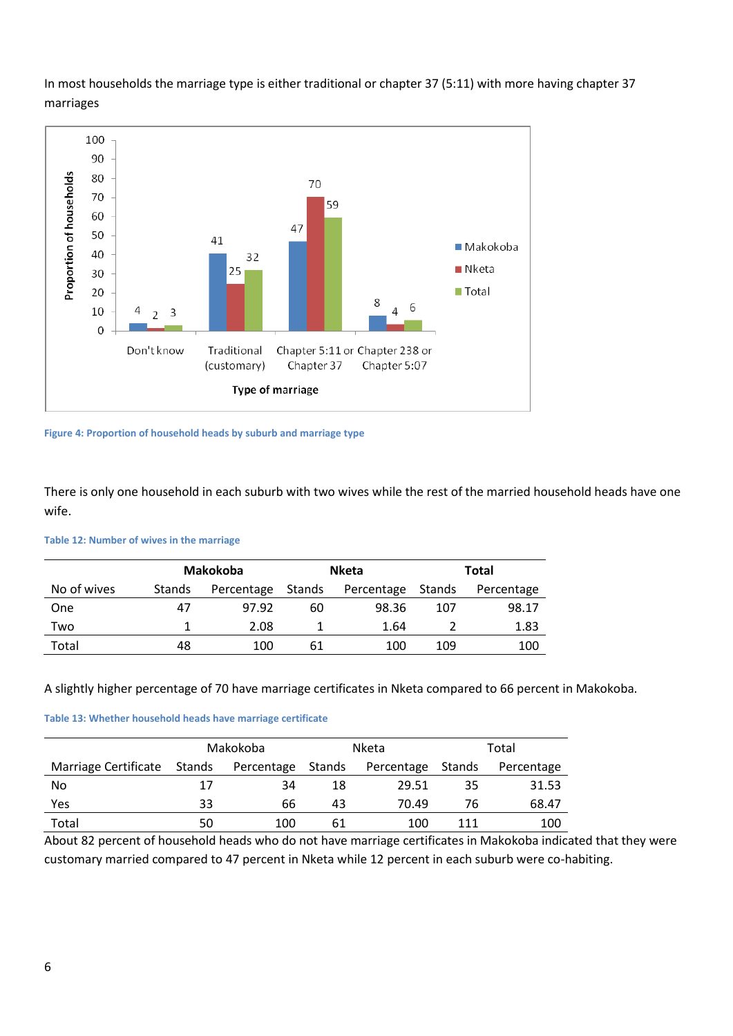In most households the marriage type is either traditional or chapter 37 (5:11) with more having chapter 37 marriages

Figure 4: Proportion of household heads by suburb and marriage type

There is only one household in each suburb with two wives while the rest of the married household heads have one wife.

Table 12: Number of wives in the marriage

| | Makokoba | | Nketa | | Total | |
|---|---|---|---|---|---|---|
| No of wives | Stands | Percentage | Stands | Percentage | Stands | Percentage |
| One | 47 | 97.92 | 60 | 98.36 | 107 | 98.17 |
| Two | 1 | 2.08 | 1 | 1.64 | 2 | 1.83 |
| Total | 48 | 100 | 61 | 100 | 109 | 100 |

A slightly higher percentage of 70 have marriage certificates in Nketa compared to 66 percent in Makokoba.

Table 13: Whether household heads have marriage certificate

| | Makokoba | | Nketa | | Total | |
|---|---|---|---|---|---|---|
| Marriage Certificate | Stands | Percentage | Stands | Percentage | Stands | Percentage |
| No | 17 | 34 | 18 | 29.51 | 35 | 31.53 |
| Yes | 33 | 66 | 43 | 70.49 | 76 | 68.47 |
| Total | 50 | 100 | 61 | 100 | 111 | 100 |

About 82 percent of household heads who do not have marriage certificates in Makokoba indicated that they were customary married compared to 47 percent in Nketa while 12 percent in each suburb were co-habiting.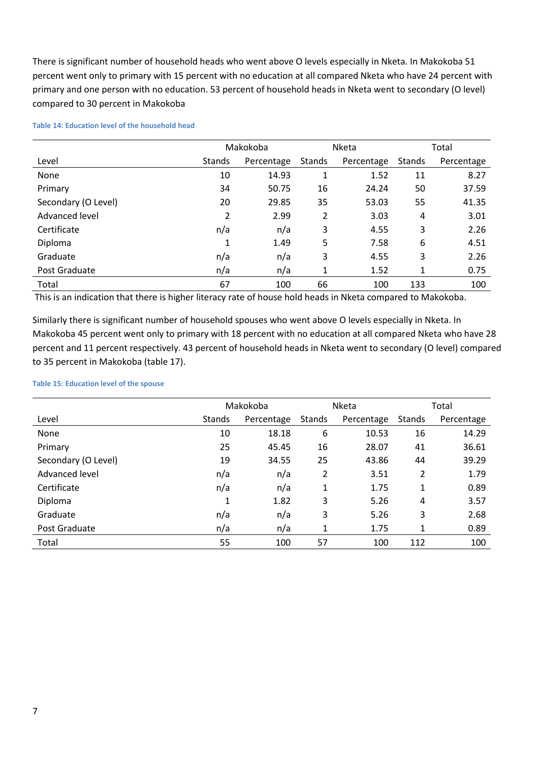There is significant number of household heads who went above O levels especially in Nketa. In Makokoba 51 percent went only to primary with 15 percent with no education at all compared Nketa who have 24 percent with primary and one person with no education. 53 percent of household heads in Nketa went to secondary (O level) compared to 30 percent in Makokoba

**Table 14: Education level of the household head**

| | Makokoba | | Nketa | | Total | |
|---|---|---|---|---|---|---|
| Level | Stands | Percentage | Stands | Percentage | Stands | Percentage |
| None | 10 | 14.93 | 1 | 1.52 | 11 | 8.27 |
| Primary | 34 | 50.75 | 16 | 24.24 | 50 | 37.59 |
| Secondary (O Level) | 20 | 29.85 | 35 | 53.03 | 55 | 41.35 |
| Advanced level | 2 | 2.99 | 2 | 3.03 | 4 | 3.01 |
| Certificate | n/a | n/a | 3 | 4.55 | 3 | 2.26 |
| Diploma | 1 | 1.49 | 5 | 7.58 | 6 | 4.51 |
| Graduate | n/a | n/a | 3 | 4.55 | 3 | 2.26 |
| Post Graduate | n/a | n/a | 1 | 1.52 | 1 | 0.75 |
| Total | 67 | 100 | 66 | 100 | 133 | 100 |

This is an indication that there is higher literacy rate of house hold heads in Nketa compared to Makokoba.

Similarly there is significant number of household spouses who went above O levels especially in Nketa. In Makokoba 45 percent went only to primary with 18 percent with no education at all compared Nketa who have 28 percent and 11 percent respectively. 43 percent of household heads in Nketa went to secondary (O level) compared to 35 percent in Makokoba (table 17).

**Table 15: Education level of the spouse**

| | Makokoba | | Nketa | | Total | |
|---|---|---|---|---|---|---|
| Level | Stands | Percentage | Stands | Percentage | Stands | Percentage |
| None | 10 | 18.18 | 6 | 10.53 | 16 | 14.29 |
| Primary | 25 | 45.45 | 16 | 28.07 | 41 | 36.61 |
| Secondary (O Level) | 19 | 34.55 | 25 | 43.86 | 44 | 39.29 |
| Advanced level | n/a | n/a | 2 | 3.51 | 2 | 1.79 |
| Certificate | n/a | n/a | 1 | 1.75 | 1 | 0.89 |
| Diploma | 1 | 1.82 | 3 | 5.26 | 4 | 3.57 |
| Graduate | n/a | n/a | 3 | 5.26 | 3 | 2.68 |
| Post Graduate | n/a | n/a | 1 | 1.75 | 1 | 0.89 |
| Total | 55 | 100 | 57 | 100 | 112 | 100 |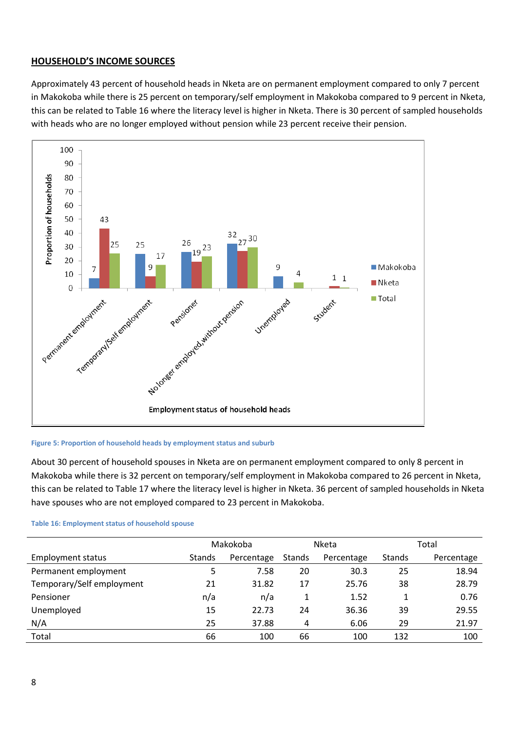## HOUSEHOLD'S INCOME SOURCES

Approximately 43 percent of household heads in Nketa are on permanent employment compared to only 7 percent in Makokoba while there is 25 percent on temporary/self employment in Makokoba compared to 9 percent in Nketa, this can be related to Table 16 where the literacy level is higher in Nketa. There is 30 percent of sampled households with heads who are no longer employed without pension while 23 percent receive their pension.

Figure 5: Proportion of household heads by employment status and suburb

About 30 percent of household spouses in Nketa are on permanent employment compared to only 8 percent in Makokoba while there is 32 percent on temporary/self employment in Makokoba compared to 26 percent in Nketa, this can be related to Table 17 where the literacy level is higher in Nketa. 36 percent of sampled households in Nketa have spouses who are not employed compared to 23 percent in Makokoba.

Table 16: Employment status of household spouse

| | Makokoba | | Nketa | | Total | |
|---|---|---|---|---|---|---|
| Employment status | Stands | Percentage | Stands | Percentage | Stands | Percentage |
| Permanent employment | 5 | 7.58 | 20 | 30.3 | 25 | 18.94 |
| Temporary/Self employment | 21 | 31.82 | 17 | 25.76 | 38 | 28.79 |
| Pensioner | n/a | n/a | 1 | 1.52 | 1 | 0.76 |
| Unemployed | 15 | 22.73 | 24 | 36.36 | 39 | 29.55 |
| N/A | 25 | 37.88 | 4 | 6.06 | 29 | 21.97 |
| Total | 66 | 100 | 66 | 100 | 132 | 100 |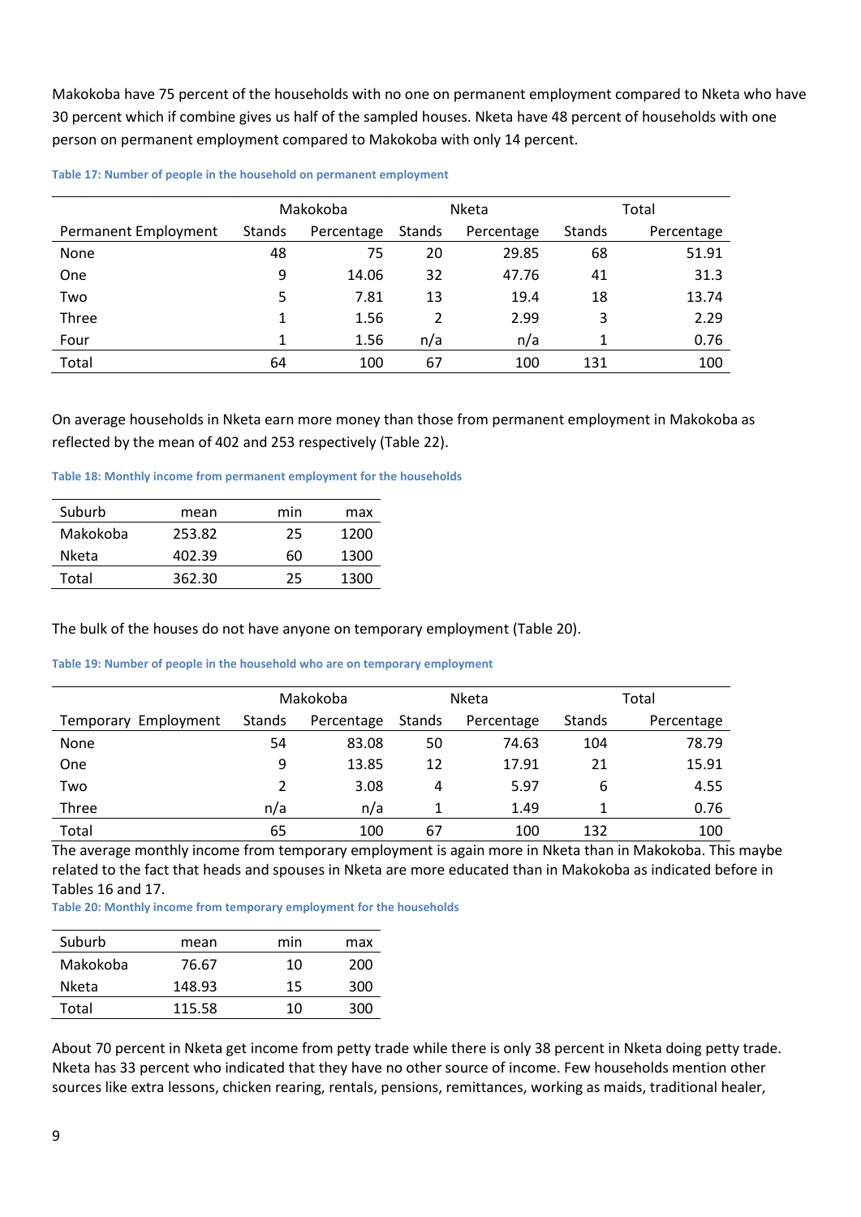Makokoba have 75 percent of the households with no one on permanent employment compared to Nketa who have 30 percent which if combine gives us half of the sampled houses. Nketa have 48 percent of households with one person on permanent employment compared to Makokoba with only 14 percent.

**Table 17: Number of people in the household on permanent employment**

| | Makokoba | | Nketa | | Total | |
|---|---|---|---|---|---|---|
| Permanent Employment | Stands | Percentage | Stands | Percentage | Stands | Percentage |
| None | 48 | 75 | 20 | 29.85 | 68 | 51.91 |
| One | 9 | 14.06 | 32 | 47.76 | 41 | 31.3 |
| Two | 5 | 7.81 | 13 | 19.4 | 18 | 13.74 |
| Three | 1 | 1.56 | 2 | 2.99 | 3 | 2.29 |
| Four | 1 | 1.56 | n/a | n/a | 1 | 0.76 |
| Total | 64 | 100 | 67 | 100 | 131 | 100 |

On average households in Nketa earn more money than those from permanent employment in Makokoba as reflected by the mean of 402 and 253 respectively (Table 22).

**Table 18: Monthly income from permanent employment for the households**

| Suburb | mean | min | max |
|---|---|---|---|
| Makokoba | 253.82 | 25 | 1200 |
| Nketa | 402.39 | 60 | 1300 |
| Total | 362.30 | 25 | 1300 |

The bulk of the houses do not have anyone on temporary employment (Table 20).

**Table 19: Number of people in the household who are on temporary employment**

| | Makokoba | | Nketa | | Total | |
|---|---|---|---|---|---|---|
| Temporary Employment | Stands | Percentage | Stands | Percentage | Stands | Percentage |
| None | 54 | 83.08 | 50 | 74.63 | 104 | 78.79 |
| One | 9 | 13.85 | 12 | 17.91 | 21 | 15.91 |
| Two | 2 | 3.08 | 4 | 5.97 | 6 | 4.55 |
| Three | n/a | n/a | 1 | 1.49 | 1 | 0.76 |
| Total | 65 | 100 | 67 | 100 | 132 | 100 |

The average monthly income from temporary employment is again more in Nketa than in Makokoba. This maybe related to the fact that heads and spouses in Nketa are more educated than in Makokoba as indicated before in Tables 16 and 17.

**Table 20: Monthly income from temporary employment for the households**

| Suburb | mean | min | max |
|---|---|---|---|
| Makokoba | 76.67 | 10 | 200 |
| Nketa | 148.93 | 15 | 300 |
| Total | 115.58 | 10 | 300 |

About 70 percent in Nketa get income from petty trade while there is only 38 percent in Nketa doing petty trade. Nketa has 33 percent who indicated that they have no other source of income. Few households mention other sources like extra lessons, chicken rearing, rentals, pensions, remittances, working as maids, traditional healer,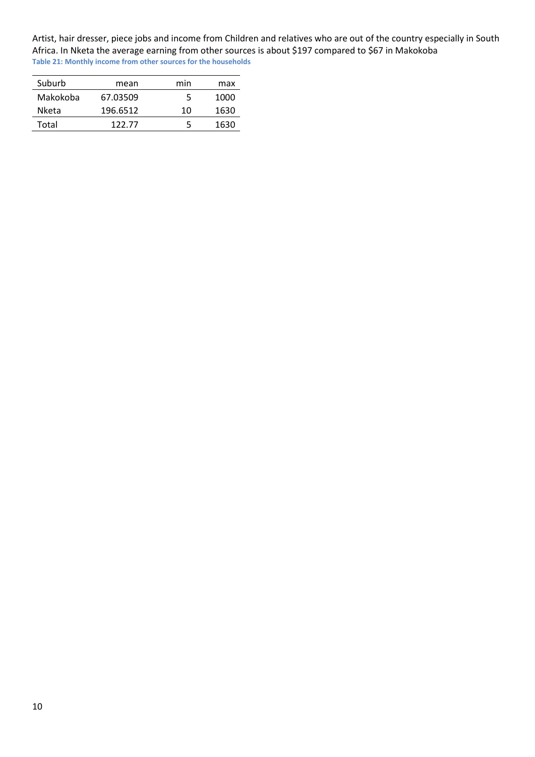Artist, hair dresser, piece jobs and income from Children and relatives who are out of the country especially in South Africa. In Nketa the average earning from other sources is about $197 compared to $67 in Makokoba

**Table 21: Monthly income from other sources for the households**

| Suburb | mean | min | max |
|---|---|---|---|
| Makokoba | 67.03509 | 5 | 1000 |
| Nketa | 196.6512 | 10 | 1630 |
| Total | 122.77 | 5 | 1630 |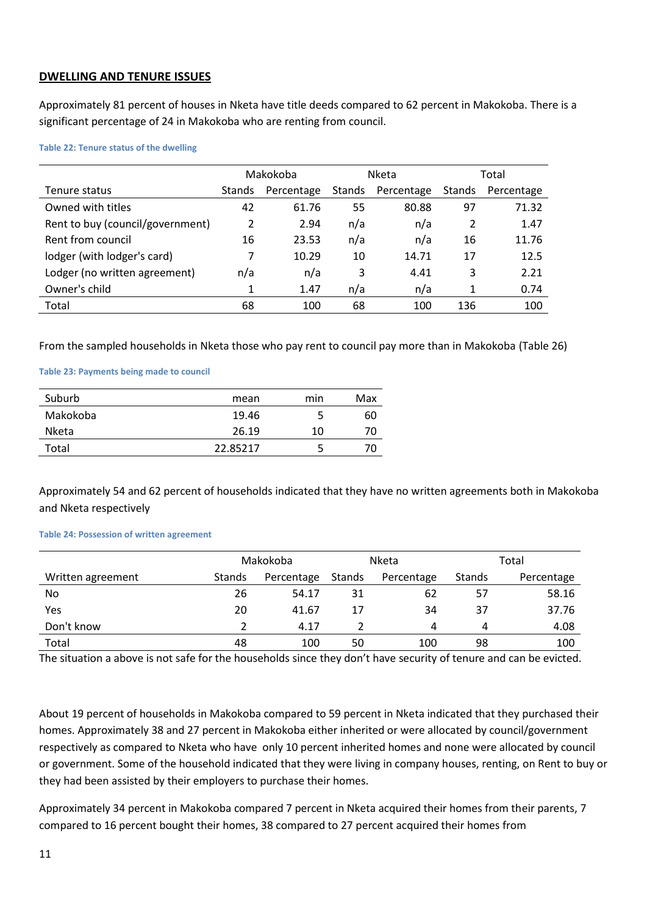**DWELLING AND TENURE ISSUES**

Approximately 81 percent of houses in Nketa have title deeds compared to 62 percent in Makokoba. There is a significant percentage of 24 in Makokoba who are renting from council.

Table 22: Tenure status of the dwelling

| | Makokoba | | Nketa | | Total | |
|---|---|---|---|---|---|---|
| Tenure status | Stands | Percentage | Stands | Percentage | Stands | Percentage |
| Owned with titles | 42 | 61.76 | 55 | 80.88 | 97 | 71.32 |
| Rent to buy (council/government) | 2 | 2.94 | n/a | n/a | 2 | 1.47 |
| Rent from council | 16 | 23.53 | n/a | n/a | 16 | 11.76 |
| lodger (with lodger's card) | 7 | 10.29 | 10 | 14.71 | 17 | 12.5 |
| Lodger (no written agreement) | n/a | n/a | 3 | 4.41 | 3 | 2.21 |
| Owner's child | 1 | 1.47 | n/a | n/a | 1 | 0.74 |
| Total | 68 | 100 | 68 | 100 | 136 | 100 |

From the sampled households in Nketa those who pay rent to council pay more than in Makokoba (Table 26)

Table 23: Payments being made to council

| Suburb | mean | min | Max |
|---|---|---|---|
| Makokoba | 19.46 | 5 | 60 |
| Nketa | 26.19 | 10 | 70 |
| Total | 22.85217 | 5 | 70 |

Approximately 54 and 62 percent of households indicated that they have no written agreements both in Makokoba and Nketa respectively

Table 24: Possession of written agreement

| | Makokoba | | Nketa | | Total | |
|---|---|---|---|---|---|---|
| Written agreement | Stands | Percentage | Stands | Percentage | Stands | Percentage |
| No | 26 | 54.17 | 31 | 62 | 57 | 58.16 |
| Yes | 20 | 41.67 | 17 | 34 | 37 | 37.76 |
| Don't know | 2 | 4.17 | 2 | 4 | 4 | 4.08 |
| Total | 48 | 100 | 50 | 100 | 98 | 100 |

The situation a above is not safe for the households since they don't have security of tenure and can be evicted.

About 19 percent of households in Makokoba compared to 59 percent in Nketa indicated that they purchased their homes. Approximately 38 and 27 percent in Makokoba either inherited or were allocated by council/government respectively as compared to Nketa who have only 10 percent inherited homes and none were allocated by council or government. Some of the household indicated that they were living in company houses, renting, on Rent to buy or they had been assisted by their employers to purchase their homes.

Approximately 34 percent in Makokoba compared 7 percent in Nketa acquired their homes from their parents, 7 compared to 16 percent bought their homes, 38 compared to 27 percent acquired their homes from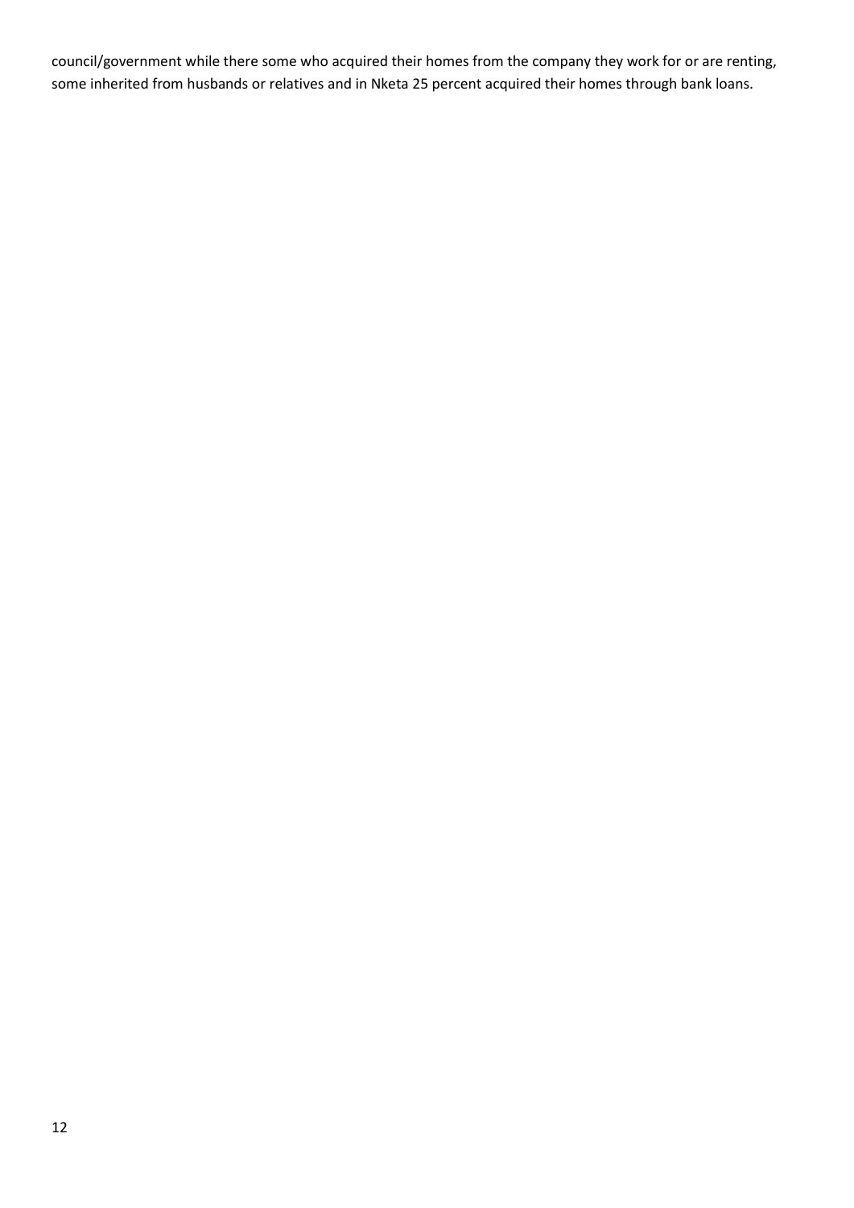council/government while there some who acquired their homes from the company they work for or are renting, some inherited from husbands or relatives and in Nketa 25 percent acquired their homes through bank loans.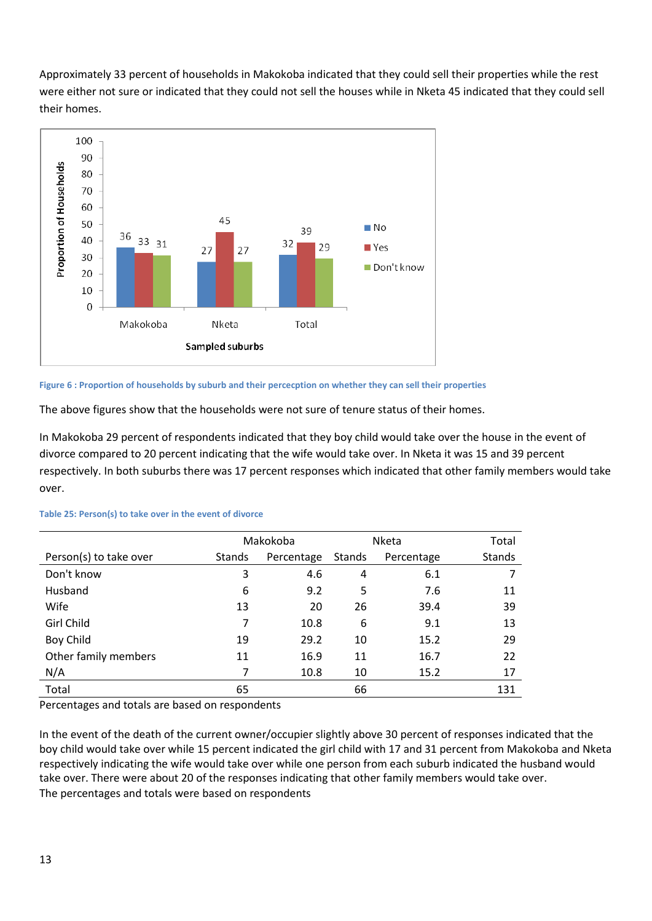Approximately 33 percent of households in Makokoba indicated that they could sell their properties while the rest were either not sure or indicated that they could not sell the houses while in Nketa 45 indicated that they could sell their homes.

Figure 6 : Proportion of households by suburb and their percecption on whether they can sell their properties

The above figures show that the households were not sure of tenure status of their homes.

In Makokoba 29 percent of respondents indicated that they boy child would take over the house in the event of divorce compared to 20 percent indicating that the wife would take over. In Nketa it was 15 and 39 percent respectively. In both suburbs there was 17 percent responses which indicated that other family members would take over.

Table 25: Person(s) to take over in the event of divorce

| | Makokoba | | Nketa | | Total |
|---|---|---|---|---|---|
| Person(s) to take over | Stands | Percentage | Stands | Percentage | Stands |
| Don't know | 3 | 4.6 | 4 | 6.1 | 7 |
| Husband | 6 | 9.2 | 5 | 7.6 | 11 |
| Wife | 13 | 20 | 26 | 39.4 | 39 |
| Girl Child | 7 | 10.8 | 6 | 9.1 | 13 |
| Boy Child | 19 | 29.2 | 10 | 15.2 | 29 |
| Other family members | 11 | 16.9 | 11 | 16.7 | 22 |
| N/A | 7 | 10.8 | 10 | 15.2 | 17 |
| Total | 65 | | 66 | | 131 |

Percentages and totals are based on respondents

In the event of the death of the current owner/occupier slightly above 30 percent of responses indicated that the boy child would take over while 15 percent indicated the girl child with 17 and 31 percent from Makokoba and Nketa respectively indicating the wife would take over while one person from each suburb indicated the husband would take over. There were about 20 of the responses indicating that other family members would take over.
The percentages and totals were based on respondents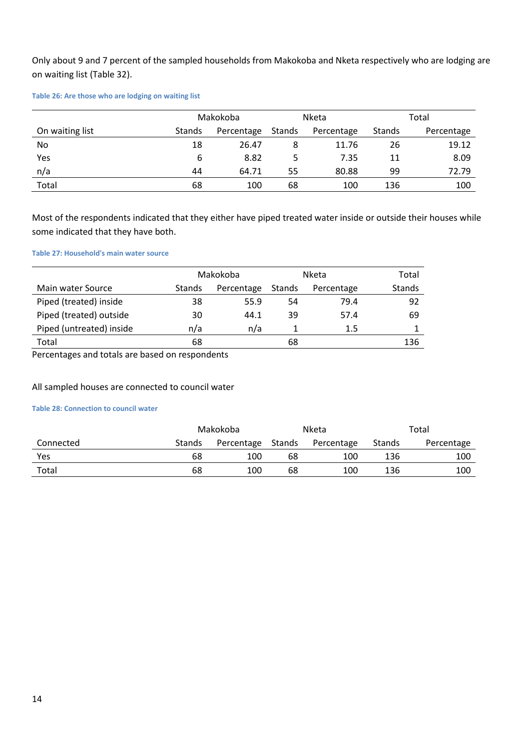Only about 9 and 7 percent of the sampled households from Makokoba and Nketa respectively who are lodging are on waiting list (Table 32).

**Table 26: Are those who are lodging on waiting list**

| | Makokoba | | Nketa | | Total | |
|---|---|---|---|---|---|---|
| On waiting list | Stands | Percentage | Stands | Percentage | Stands | Percentage |
| No | 18 | 26.47 | 8 | 11.76 | 26 | 19.12 |
| Yes | 6 | 8.82 | 5 | 7.35 | 11 | 8.09 |
| n/a | 44 | 64.71 | 55 | 80.88 | 99 | 72.79 |
| Total | 68 | 100 | 68 | 100 | 136 | 100 |

Most of the respondents indicated that they either have piped treated water inside or outside their houses while some indicated that they have both.

**Table 27: Household's main water source**

| | Makokoba | | Nketa | | Total |
|---|---|---|---|---|---|
| Main water Source | Stands | Percentage | Stands | Percentage | Stands |
| Piped (treated) inside | 38 | 55.9 | 54 | 79.4 | 92 |
| Piped (treated) outside | 30 | 44.1 | 39 | 57.4 | 69 |
| Piped (untreated) inside | n/a | n/a | 1 | 1.5 | 1 |
| Total | 68 | | 68 | | 136 |

Percentages and totals are based on respondents

All sampled houses are connected to council water

**Table 28: Connection to council water**

| | Makokoba | | Nketa | | Total | |
|---|---|---|---|---|---|---|
| Connected | Stands | Percentage | Stands | Percentage | Stands | Percentage |
| Yes | 68 | 100 | 68 | 100 | 136 | 100 |
| Total | 68 | 100 | 68 | 100 | 136 | 100 |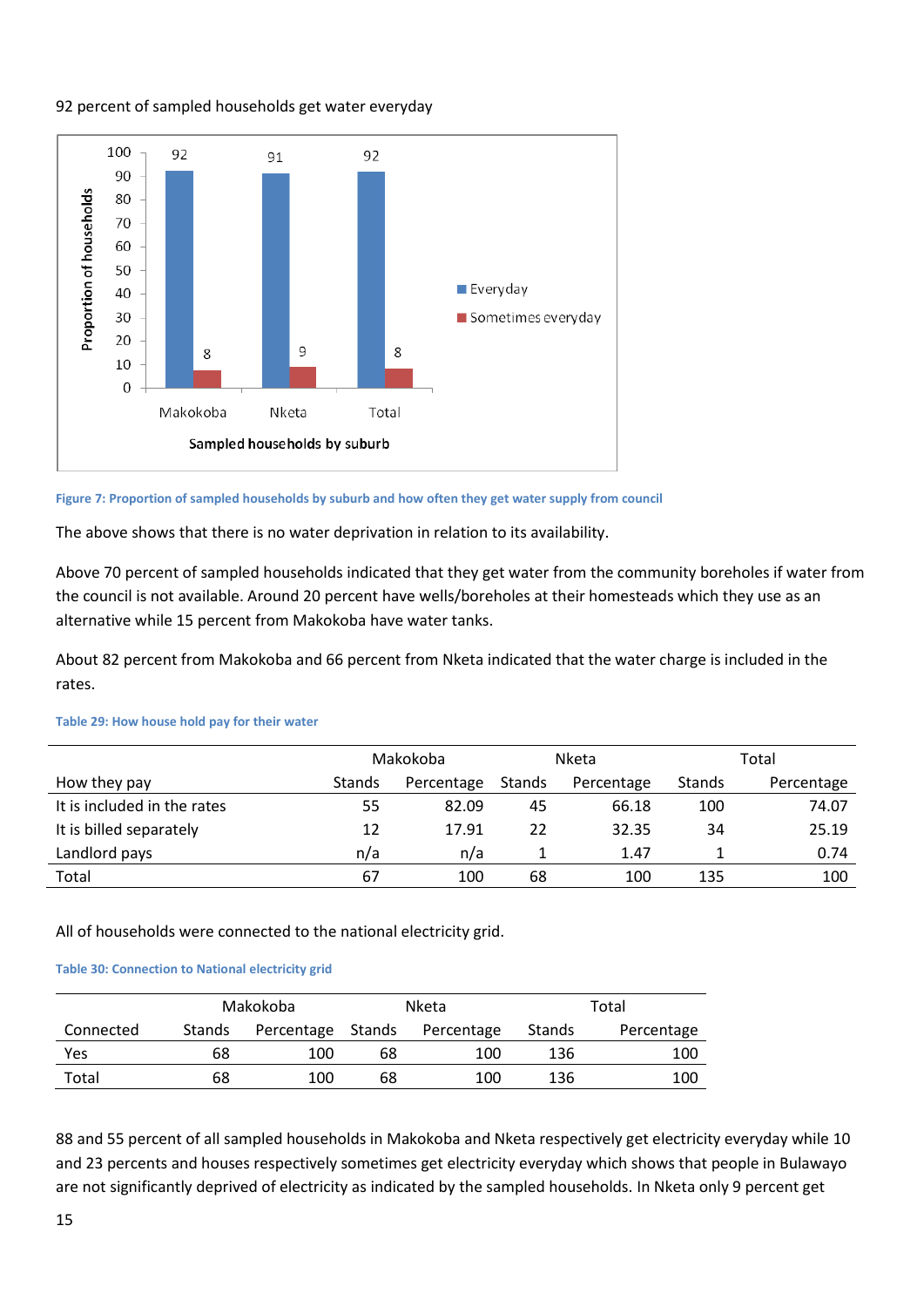92 percent of sampled households get water everyday

Figure 7: Proportion of sampled households by suburb and how often they get water supply from council

The above shows that there is no water deprivation in relation to its availability.

Above 70 percent of sampled households indicated that they get water from the community boreholes if water from the council is not available. Around 20 percent have wells/boreholes at their homesteads which they use as an alternative while 15 percent from Makokoba have water tanks.

About 82 percent from Makokoba and 66 percent from Nketa indicated that the water charge is included in the rates.

Table 29: How house hold pay for their water

| | Makokoba | | Nketa | | Total | |
|---|---|---|---|---|---|---|
| How they pay | Stands | Percentage | Stands | Percentage | Stands | Percentage |
| It is included in the rates | 55 | 82.09 | 45 | 66.18 | 100 | 74.07 |
| It is billed separately | 12 | 17.91 | 22 | 32.35 | 34 | 25.19 |
| Landlord pays | n/a | n/a | 1 | 1.47 | 1 | 0.74 |
| Total | 67 | 100 | 68 | 100 | 135 | 100 |

All of households were connected to the national electricity grid.

Table 30: Connection to National electricity grid

| | Makokoba | | Nketa | | Total | |
|---|---|---|---|---|---|---|
| Connected | Stands | Percentage | Stands | Percentage | Stands | Percentage |
| Yes | 68 | 100 | 68 | 100 | 136 | 100 |
| Total | 68 | 100 | 68 | 100 | 136 | 100 |

88 and 55 percent of all sampled households in Makokoba and Nketa respectively get electricity everyday while 10 and 23 percents and houses respectively sometimes get electricity everyday which shows that people in Bulawayo are not significantly deprived of electricity as indicated by the sampled households. In Nketa only 9 percent get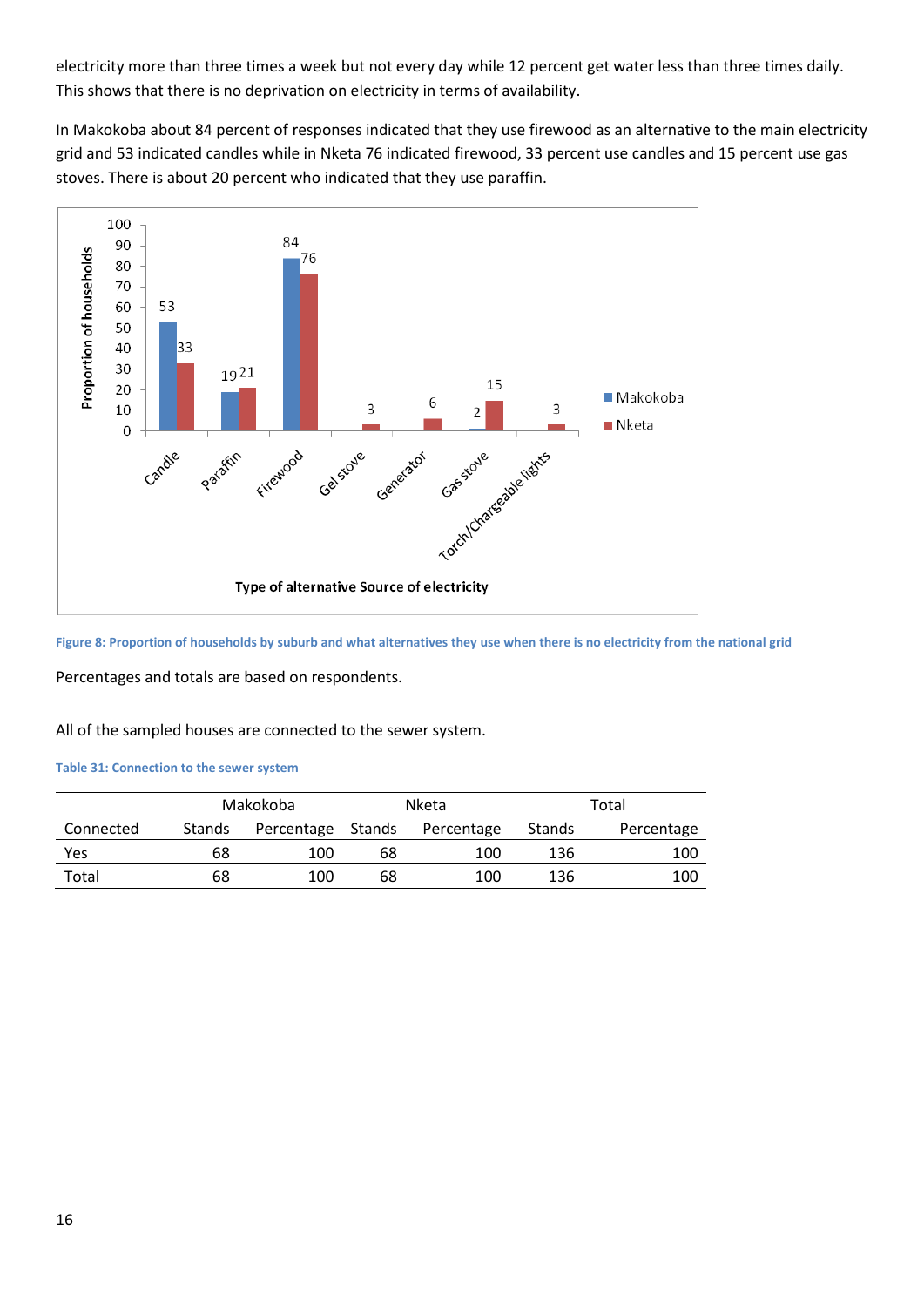electricity more than three times a week but not every day while 12 percent get water less than three times daily. This shows that there is no deprivation on electricity in terms of availability.

In Makokoba about 84 percent of responses indicated that they use firewood as an alternative to the main electricity grid and 53 indicated candles while in Nketa 76 indicated firewood, 33 percent use candles and 15 percent use gas stoves. There is about 20 percent who indicated that they use paraffin.

Figure 8: Proportion of households by suburb and what alternatives they use when there is no electricity from the national grid

Percentages and totals are based on respondents.

All of the sampled houses are connected to the sewer system.

Table 31: Connection to the sewer system

| | Makokoba | | Nketa | | Total | |
|---|---|---|---|---|---|---|
| Connected | Stands | Percentage | Stands | Percentage | Stands | Percentage |
| Yes | 68 | 100 | 68 | 100 | 136 | 100 |
| Total | 68 | 100 | 68 | 100 | 136 | 100 |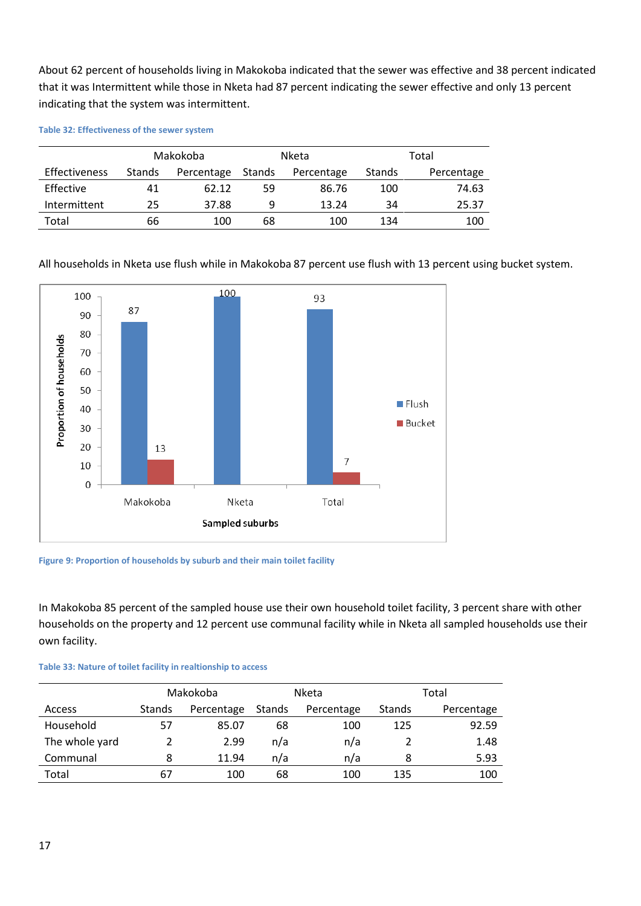About 62 percent of households living in Makokoba indicated that the sewer was effective and 38 percent indicated that it was Intermittent while those in Nketa had 87 percent indicating the sewer effective and only 13 percent indicating that the system was intermittent.

**Table 32: Effectiveness of the sewer system**

| | Makokoba | | Nketa | | Total | |
|---|---|---|---|---|---|---|
| Effectiveness | Stands | Percentage | Stands | Percentage | Stands | Percentage |
| Effective | 41 | 62.12 | 59 | 86.76 | 100 | 74.63 |
| Intermittent | 25 | 37.88 | 9 | 13.24 | 34 | 25.37 |
| Total | 66 | 100 | 68 | 100 | 134 | 100 |

All households in Nketa use flush while in Makokoba 87 percent use flush with 13 percent using bucket system.

**Figure 9: Proportion of households by suburb and their main toilet facility**

In Makokoba 85 percent of the sampled house use their own household toilet facility, 3 percent share with other households on the property and 12 percent use communal facility while in Nketa all sampled households use their own facility.

**Table 33: Nature of toilet facility in realtionship to access**

| | Makokoba | | Nketa | | Total | |
|---|---|---|---|---|---|---|
| Access | Stands | Percentage | Stands | Percentage | Stands | Percentage |
| Household | 57 | 85.07 | 68 | 100 | 125 | 92.59 |
| The whole yard | 2 | 2.99 | n/a | n/a | 2 | 1.48 |
| Communal | 8 | 11.94 | n/a | n/a | 8 | 5.93 |
| Total | 67 | 100 | 68 | 100 | 135 | 100 |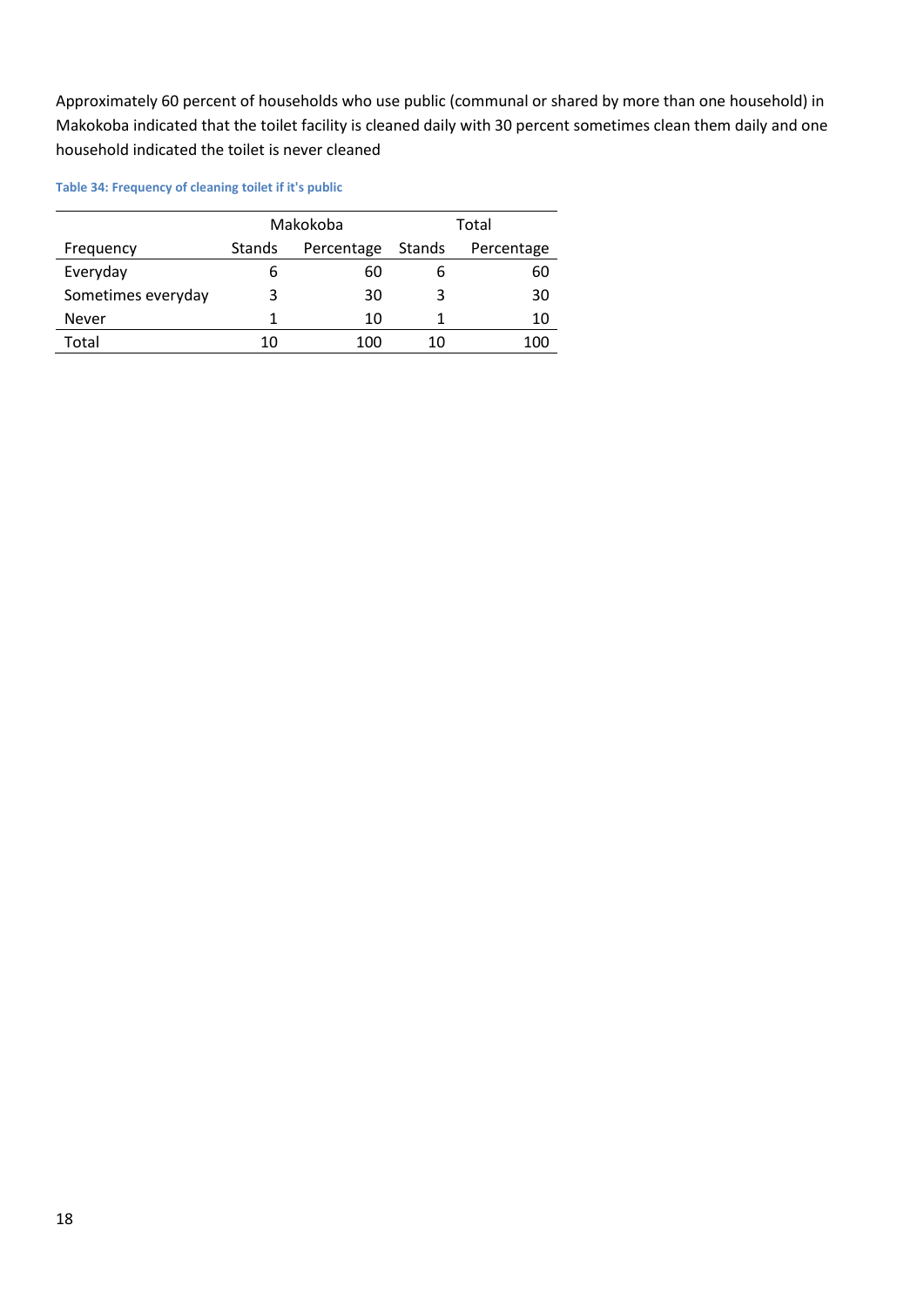Approximately 60 percent of households who use public (communal or shared by more than one household) in Makokoba indicated that the toilet facility is cleaned daily with 30 percent sometimes clean them daily and one household indicated the toilet is never cleaned

**Table 34: Frequency of cleaning toilet if it's public**

| | Makokoba | | Total | |
|---|---|---|---|---|
| Frequency | Stands | Percentage | Stands | Percentage |
| Everyday | 6 | 60 | 6 | 60 |
| Sometimes everyday | 3 | 30 | 3 | 30 |
| Never | 1 | 10 | 1 | 10 |
| Total | 10 | 100 | 10 | 100 |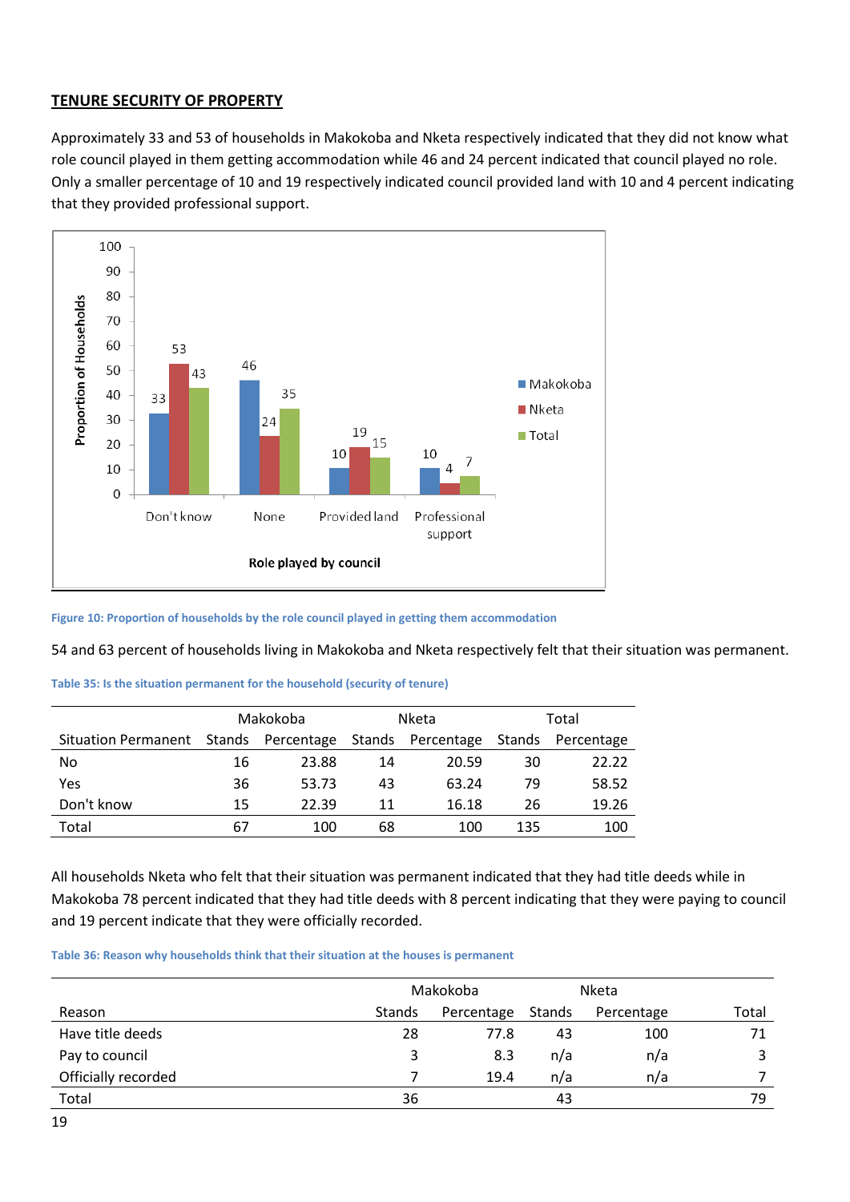## TENURE SECURITY OF PROPERTY

Approximately 33 and 53 of households in Makokoba and Nketa respectively indicated that they did not know what role council played in them getting accommodation while 46 and 24 percent indicated that council played no role. Only a smaller percentage of 10 and 19 respectively indicated council provided land with 10 and 4 percent indicating that they provided professional support.

Figure 10: Proportion of households by the role council played in getting them accommodation

54 and 63 percent of households living in Makokoba and Nketa respectively felt that their situation was permanent.

Table 35: Is the situation permanent for the household (security of tenure)

| | Makokoba | | Nketa | | Total | |
|---|---|---|---|---|---|---|
| Situation Permanent | Stands | Percentage | Stands | Percentage | Stands | Percentage |
| No | 16 | 23.88 | 14 | 20.59 | 30 | 22.22 |
| Yes | 36 | 53.73 | 43 | 63.24 | 79 | 58.52 |
| Don't know | 15 | 22.39 | 11 | 16.18 | 26 | 19.26 |
| Total | 67 | 100 | 68 | 100 | 135 | 100 |

All households Nketa who felt that their situation was permanent indicated that they had title deeds while in Makokoba 78 percent indicated that they had title deeds with 8 percent indicating that they were paying to council and 19 percent indicate that they were officially recorded.

Table 36: Reason why households think that their situation at the houses is permanent

| | Makokoba | | Nketa | | |
|---|---|---|---|---|---|
| Reason | Stands | Percentage | Stands | Percentage | Total |
| Have title deeds | 28 | 77.8 | 43 | 100 | 71 |
| Pay to council | 3 | 8.3 | n/a | n/a | 3 |
| Officially recorded | 7 | 19.4 | n/a | n/a | 7 |
| Total | 36 | | 43 | | 79 |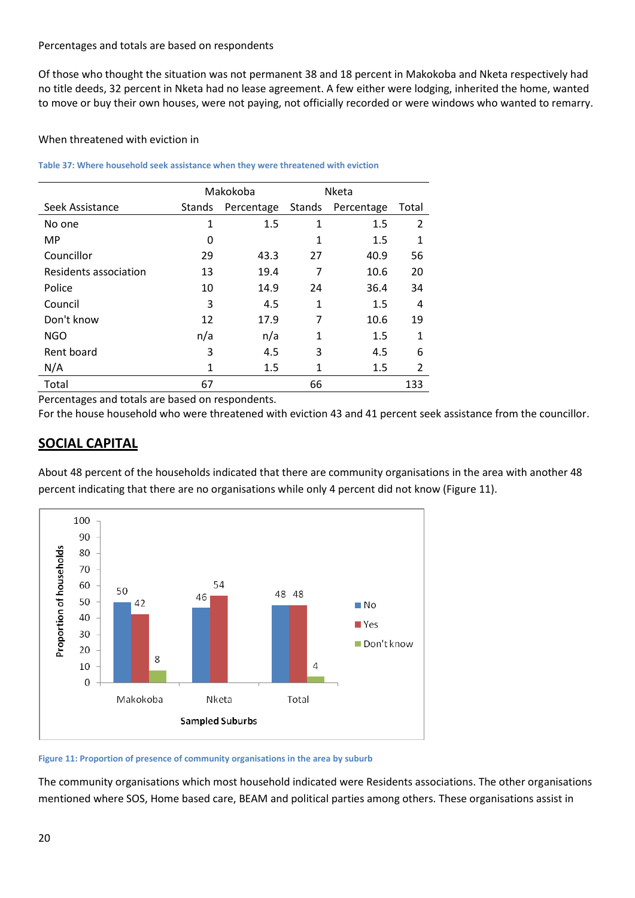Percentages and totals are based on respondents

Of those who thought the situation was not permanent 38 and 18 percent in Makokoba and Nketa respectively had no title deeds, 32 percent in Nketa had no lease agreement. A few either were lodging, inherited the home, wanted to move or buy their own houses, were not paying, not officially recorded or were windows who wanted to remarry.

When threatened with eviction in

Table 37: Where household seek assistance when they were threatened with eviction

| | Makokoba | | Nketa | | |
|---|---|---|---|---|---|
| Seek Assistance | Stands | Percentage | Stands | Percentage | Total |
| No one | 1 | 1.5 | 1 | 1.5 | 2 |
| MP | 0 | | 1 | 1.5 | 1 |
| Councillor | 29 | 43.3 | 27 | 40.9 | 56 |
| Residents association | 13 | 19.4 | 7 | 10.6 | 20 |
| Police | 10 | 14.9 | 24 | 36.4 | 34 |
| Council | 3 | 4.5 | 1 | 1.5 | 4 |
| Don't know | 12 | 17.9 | 7 | 10.6 | 19 |
| NGO | n/a | n/a | 1 | 1.5 | 1 |
| Rent board | 3 | 4.5 | 3 | 4.5 | 6 |
| N/A | 1 | 1.5 | 1 | 1.5 | 2 |
| Total | 67 | | 66 | | 133 |

Percentages and totals are based on respondents.

For the house household who were threatened with eviction 43 and 41 percent seek assistance from the councillor.

## SOCIAL CAPITAL

About 48 percent of the households indicated that there are community organisations in the area with another 48 percent indicating that there are no organisations while only 4 percent did not know (Figure 11).

Figure 11: Proportion of presence of community organisations in the area by suburb

The community organisations which most household indicated were Residents associations. The other organisations mentioned where SOS, Home based care, BEAM and political parties among others. These organisations assist in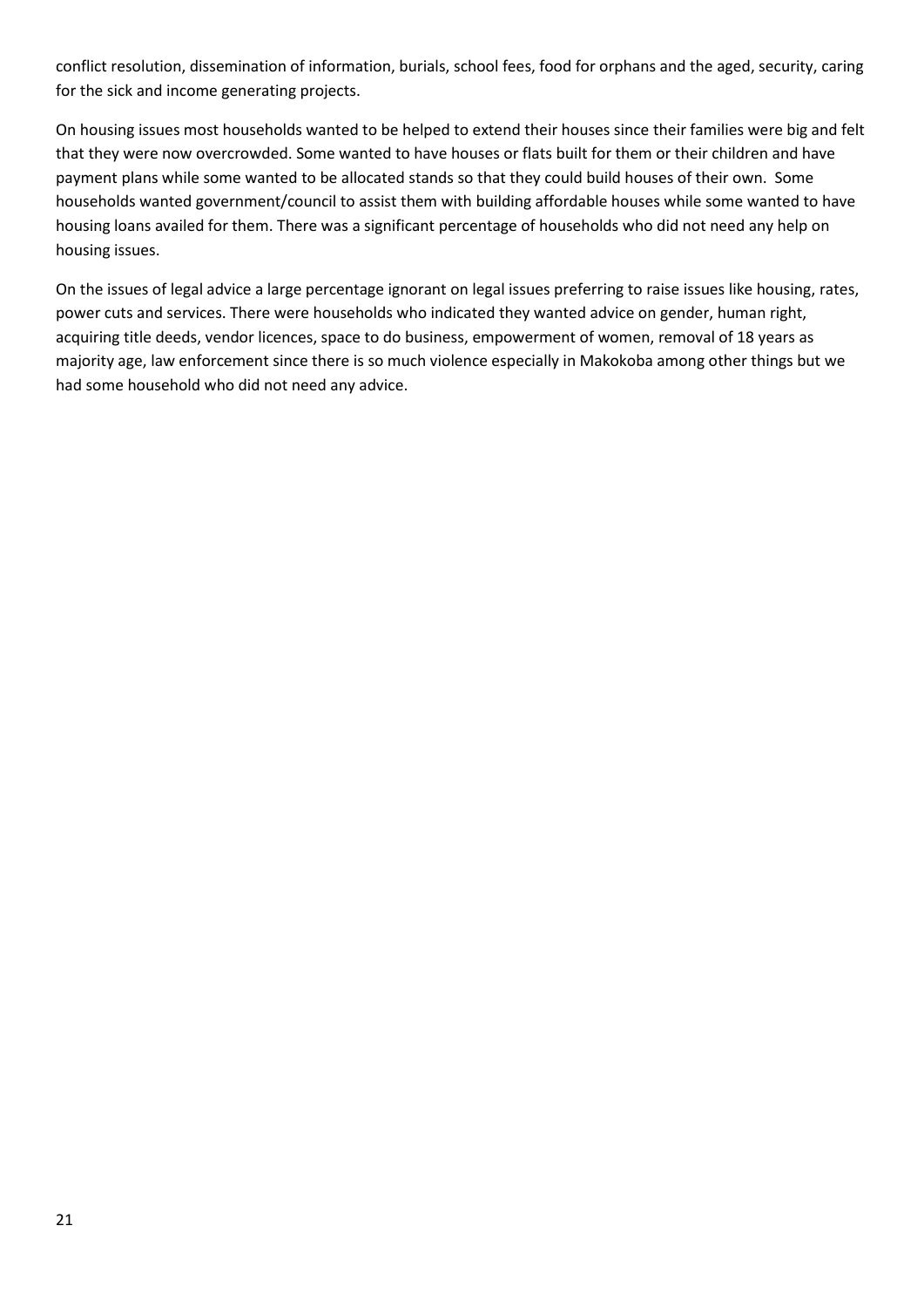conflict resolution, dissemination of information, burials, school fees, food for orphans and the aged, security, caring for the sick and income generating projects.

On housing issues most households wanted to be helped to extend their houses since their families were big and felt that they were now overcrowded. Some wanted to have houses or flats built for them or their children and have payment plans while some wanted to be allocated stands so that they could build houses of their own. Some households wanted government/council to assist them with building affordable houses while some wanted to have housing loans availed for them. There was a significant percentage of households who did not need any help on housing issues.

On the issues of legal advice a large percentage ignorant on legal issues preferring to raise issues like housing, rates, power cuts and services. There were households who indicated they wanted advice on gender, human right, acquiring title deeds, vendor licences, space to do business, empowerment of women, removal of 18 years as majority age, law enforcement since there is so much violence especially in Makokoba among other things but we had some household who did not need any advice.